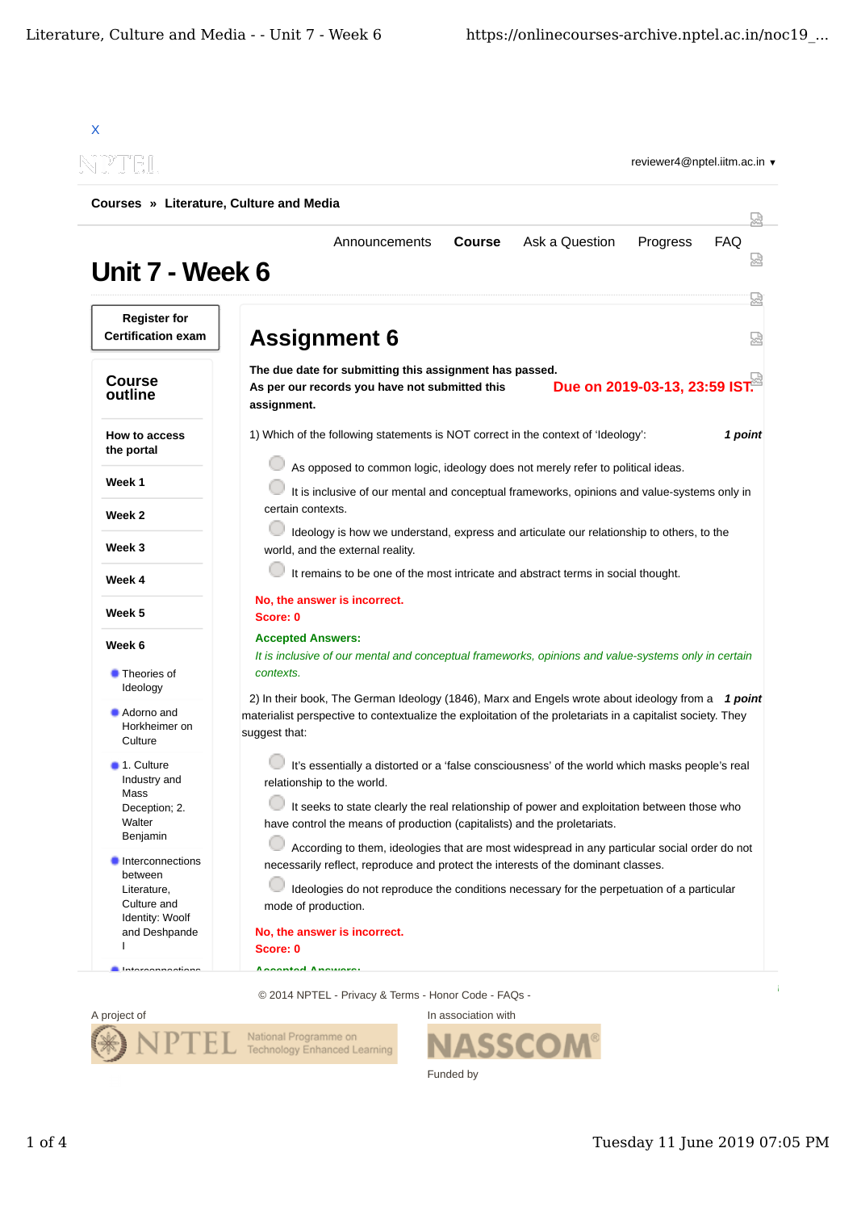X

reviewer4@nptel.iitm.ac.in ▼

**Courses » Literature, Culture and Media**

Announcements **Course** Ask a Question Progress FAQ

# Unit 7 - Week 6

**Register for Certification exam**

## Course outline

**How to access the portal**

**Week 1**

**Week 2**

**Week 3**

**Week 4**

**Week 5**

**Week 6**

- Theories of Ideology
- Adorno and Horkheimer on Culture
- 1. Culture Industry and Mass Deception; 2. Walter Benjamin
- Interconnections between Literature, Culture and Identity: Woolf and Deshpande I
- Interconnections

## Assignment 6

**The due date for submitting this assignment has passed.**
**As per our records you have not submitted this assignment.**

**Due on 2019-03-13, 23:59 IST.**

1) Which of the following statements is NOT correct in the context of 'Ideology': ***1 point***

- As opposed to common logic, ideology does not merely refer to political ideas.
- It is inclusive of our mental and conceptual frameworks, opinions and value-systems only in certain contexts.
- Ideology is how we understand, express and articulate our relationship to others, to the world, and the external reality.
- It remains to be one of the most intricate and abstract terms in social thought.

**No, the answer is incorrect.**
**Score: 0**

**Accepted Answers:**
*It is inclusive of our mental and conceptual frameworks, opinions and value-systems only in certain contexts.*

2) In their book, The German Ideology (1846), Marx and Engels wrote about ideology from a materialist perspective to contextualize the exploitation of the proletariats in a capitalist society. They suggest that: ***1 point***

- It's essentially a distorted or a 'false consciousness' of the world which masks people's real relationship to the world.
- It seeks to state clearly the real relationship of power and exploitation between those who have control the means of production (capitalists) and the proletariats.
- According to them, ideologies that are most widespread in any particular social order do not necessarily reflect, reproduce and protect the interests of the dominant classes.
- Ideologies do not reproduce the conditions necessary for the perpetuation of a particular mode of production.

**No, the answer is incorrect.**
**Score: 0**

**Accepted Answers:**

© 2014 NPTEL - Privacy & Terms - Honor Code - FAQs -

A project of

In association with

Funded by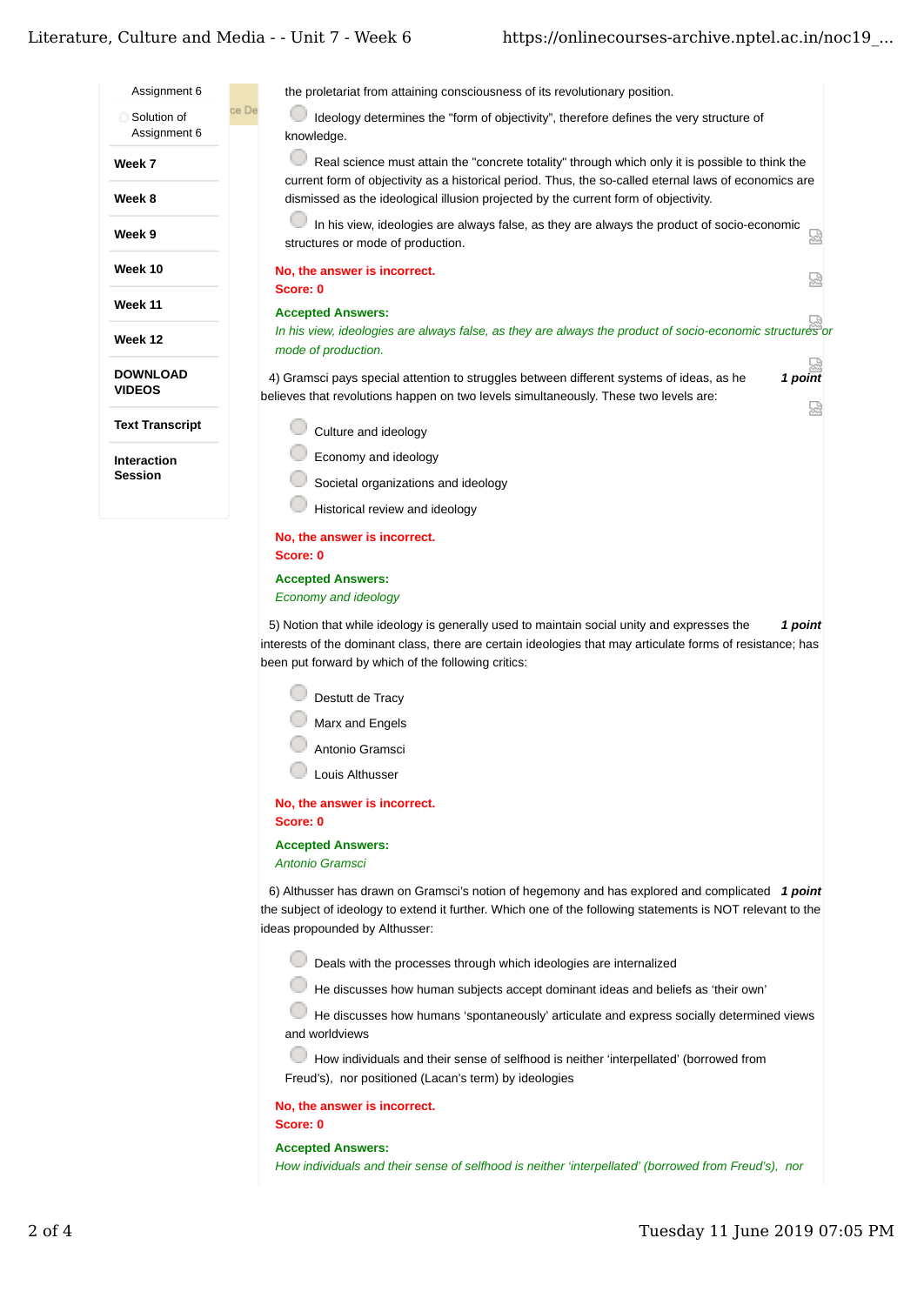the proletariat from attaining consciousness of its revolutionary position.

- Ideology determines the "form of objectivity", therefore defines the very structure of knowledge.
- Real science must attain the "concrete totality" through which only it is possible to think the current form of objectivity as a historical period. Thus, the so-called eternal laws of economics are dismissed as the ideological illusion projected by the current form of objectivity.
- In his view, ideologies are always false, as they are always the product of socio-economic structures or mode of production.

**No, the answer is incorrect.**
**Score: 0**

**Accepted Answers:**
*In his view, ideologies are always false, as they are always the product of socio-economic structures or mode of production.*

4) Gramsci pays special attention to struggles between different systems of ideas, as he believes that revolutions happen on two levels simultaneously. These two levels are: ***1 point***

- Culture and ideology
- Economy and ideology
- Societal organizations and ideology
- Historical review and ideology

**No, the answer is incorrect.**
**Score: 0**

**Accepted Answers:**
*Economy and ideology*

5) Notion that while ideology is generally used to maintain social unity and expresses the interests of the dominant class, there are certain ideologies that may articulate forms of resistance; has been put forward by which of the following critics: ***1 point***

- Destutt de Tracy
- Marx and Engels
- Antonio Gramsci
- Louis Althusser

**No, the answer is incorrect.**
**Score: 0**

**Accepted Answers:**
*Antonio Gramsci*

6) Althusser has drawn on Gramsci's notion of hegemony and has explored and complicated the subject of ideology to extend it further. Which one of the following statements is NOT relevant to the ideas propounded by Althusser: ***1 point***

- Deals with the processes through which ideologies are internalized
- He discusses how human subjects accept dominant ideas and beliefs as 'their own'
- He discusses how humans 'spontaneously' articulate and express socially determined views and worldviews
- How individuals and their sense of selfhood is neither 'interpellated' (borrowed from Freud's), nor positioned (Lacan's term) by ideologies

**No, the answer is incorrect.**
**Score: 0**

**Accepted Answers:**
*How individuals and their sense of selfhood is neither 'interpellated' (borrowed from Freud's), nor*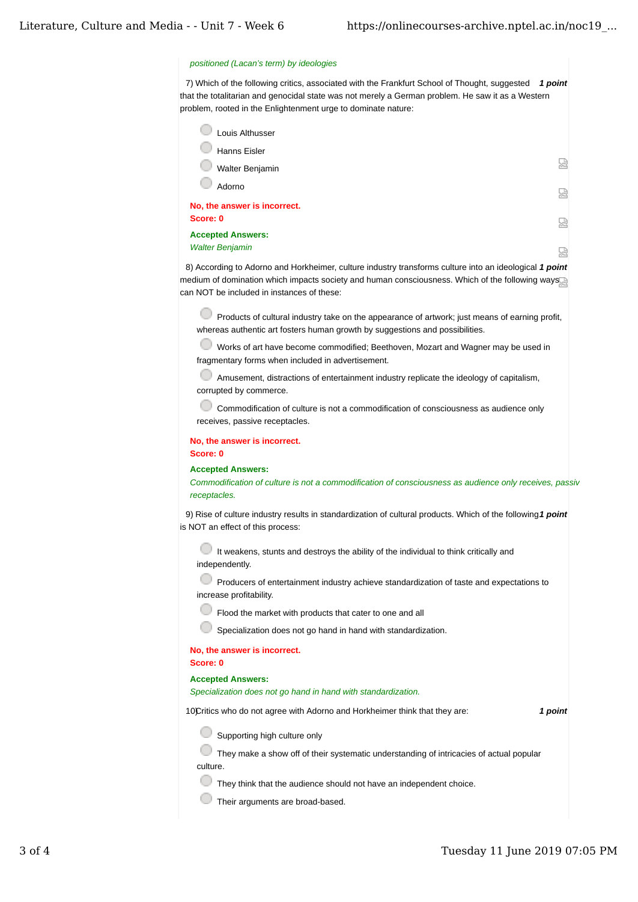*positioned (Lacan's term) by ideologies*

7) Which of the following critics, associated with the Frankfurt School of Thought, suggested that the totalitarian and genocidal state was not merely a German problem. He saw it as a Western problem, rooted in the Enlightenment urge to dominate nature: ***1 point***

- Louis Althusser
- Hanns Eisler
- Walter Benjamin
- Adorno

**No, the answer is incorrect.**
**Score: 0**

**Accepted Answers:**
*Walter Benjamin*

8) According to Adorno and Horkheimer, culture industry transforms culture into an ideological medium of domination which impacts society and human consciousness. Which of the following ways can NOT be included in instances of these: ***1 point***

- Products of cultural industry take on the appearance of artwork; just means of earning profit, whereas authentic art fosters human growth by suggestions and possibilities.
- Works of art have become commodified; Beethoven, Mozart and Wagner may be used in fragmentary forms when included in advertisement.
- Amusement, distractions of entertainment industry replicate the ideology of capitalism, corrupted by commerce.
- Commodification of culture is not a commodification of consciousness as audience only receives, passive receptacles.

**No, the answer is incorrect.**
**Score: 0**

**Accepted Answers:**
*Commodification of culture is not a commodification of consciousness as audience only receives, passiv receptacles.*

9) Rise of culture industry results in standardization of cultural products. Which of the following is NOT an effect of this process: ***1 point***

- It weakens, stunts and destroys the ability of the individual to think critically and independently.
- Producers of entertainment industry achieve standardization of taste and expectations to increase profitability.
- Flood the market with products that cater to one and all
- Specialization does not go hand in hand with standardization.

**No, the answer is incorrect.**
**Score: 0**

**Accepted Answers:**
*Specialization does not go hand in hand with standardization.*

10) Critics who do not agree with Adorno and Horkheimer think that they are: ***1 point***

- Supporting high culture only
- They make a show off of their systematic understanding of intricacies of actual popular culture.
- They think that the audience should not have an independent choice.
- Their arguments are broad-based.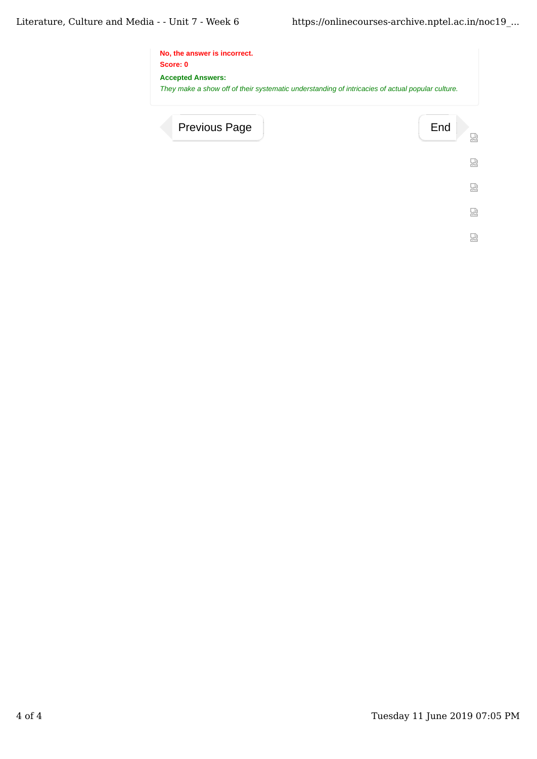**No, the answer is incorrect.**
**Score: 0**

**Accepted Answers:**
*They make a show off of their systematic understanding of intricacies of actual popular culture.*

Previous Page

End